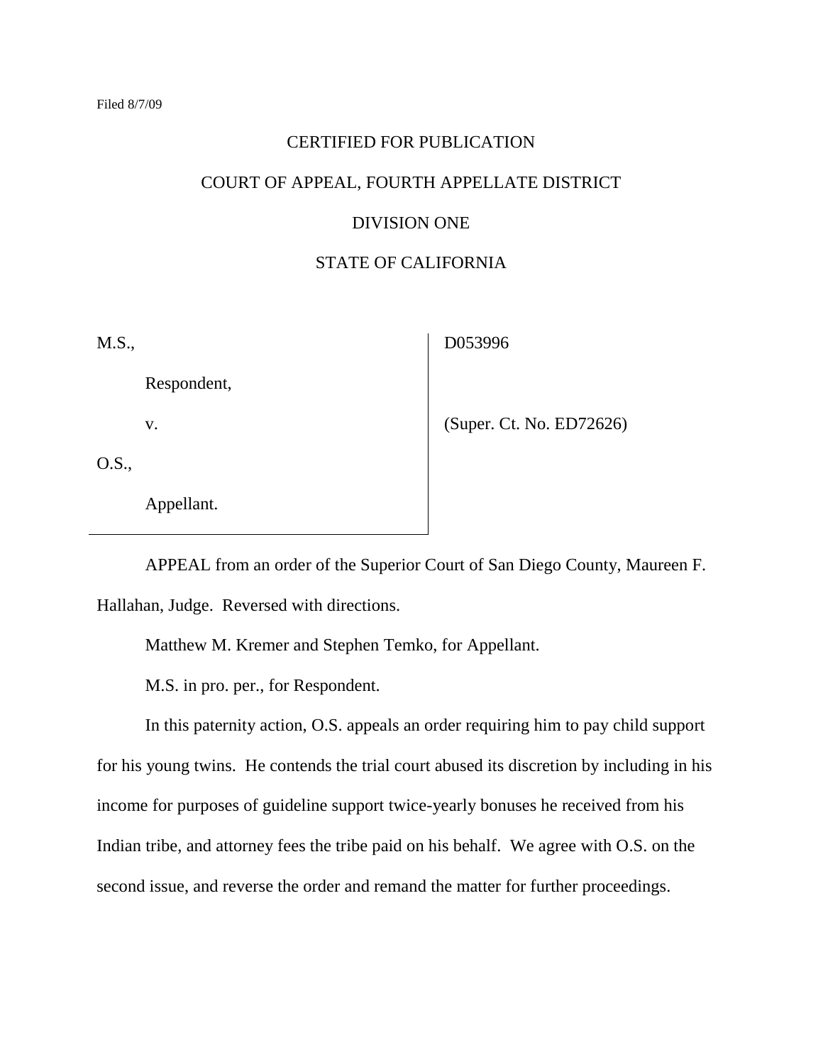Filed 8/7/09

CERTIFIED FOR PUBLICATION

COURT OF APPEAL, FOURTH APPELLATE DISTRICT

DIVISION ONE

STATE OF CALIFORNIA

| | |
|---|---|
| M.S.,<br><br>Respondent,<br><br>v.<br><br>O.S.,<br><br>Appellant. | D053996<br><br>(Super. Ct. No. ED72626) |

APPEAL from an order of the Superior Court of San Diego County, Maureen F. Hallahan, Judge. Reversed with directions.

Matthew M. Kremer and Stephen Temko, for Appellant.

M.S. in pro. per., for Respondent.

In this paternity action, O.S. appeals an order requiring him to pay child support for his young twins. He contends the trial court abused its discretion by including in his income for purposes of guideline support twice-yearly bonuses he received from his Indian tribe, and attorney fees the tribe paid on his behalf. We agree with O.S. on the second issue, and reverse the order and remand the matter for further proceedings.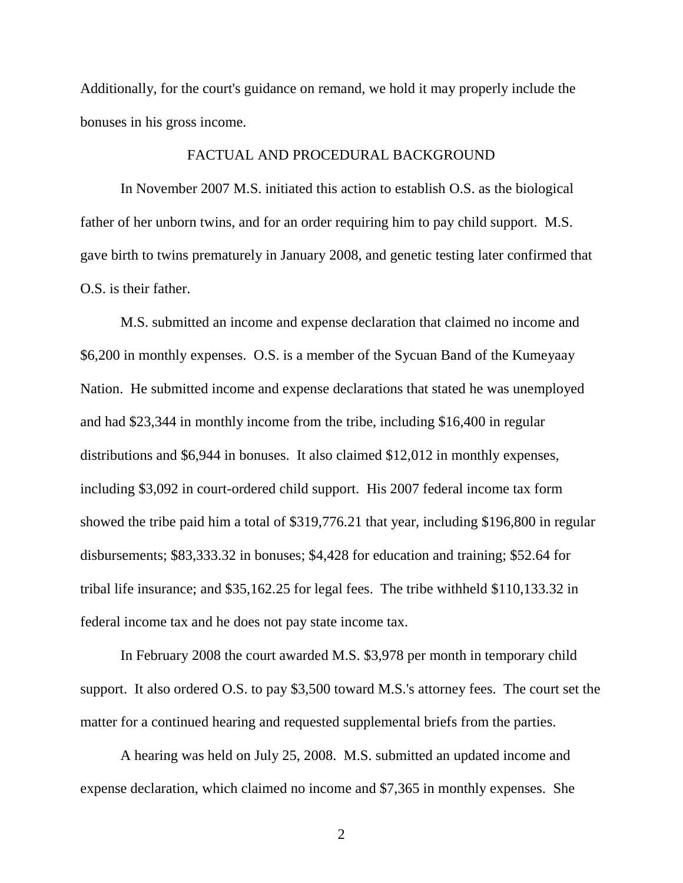Additionally, for the court's guidance on remand, we hold it may properly include the bonuses in his gross income.

## FACTUAL AND PROCEDURAL BACKGROUND

In November 2007 M.S. initiated this action to establish O.S. as the biological father of her unborn twins, and for an order requiring him to pay child support. M.S. gave birth to twins prematurely in January 2008, and genetic testing later confirmed that O.S. is their father.

M.S. submitted an income and expense declaration that claimed no income and $6,200 in monthly expenses. O.S. is a member of the Sycuan Band of the Kumeyaay Nation. He submitted income and expense declarations that stated he was unemployed and had $23,344 in monthly income from the tribe, including $16,400 in regular distributions and $6,944 in bonuses. It also claimed $12,012 in monthly expenses, including $3,092 in court-ordered child support. His 2007 federal income tax form showed the tribe paid him a total of $319,776.21 that year, including $196,800 in regular disbursements; $83,333.32 in bonuses; $4,428 for education and training; $52.64 for tribal life insurance; and $35,162.25 for legal fees. The tribe withheld $110,133.32 in federal income tax and he does not pay state income tax.

In February 2008 the court awarded M.S. $3,978 per month in temporary child support. It also ordered O.S. to pay $3,500 toward M.S.'s attorney fees. The court set the matter for a continued hearing and requested supplemental briefs from the parties.

A hearing was held on July 25, 2008. M.S. submitted an updated income and expense declaration, which claimed no income and $7,365 in monthly expenses. She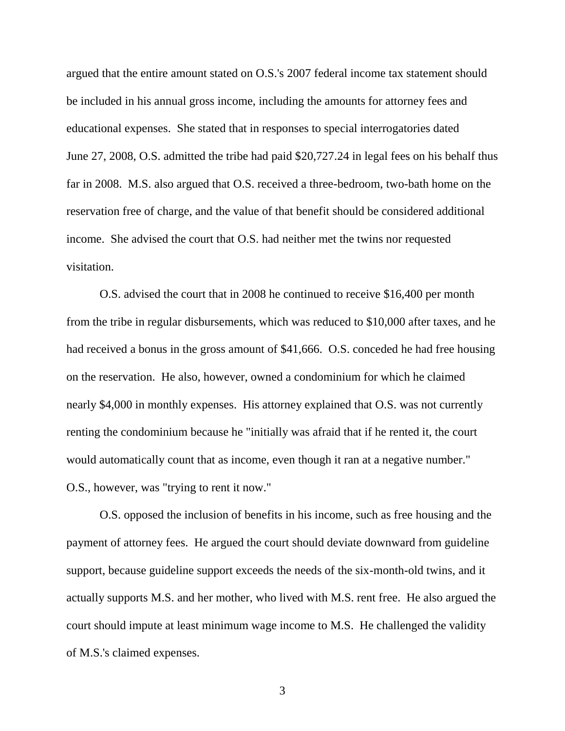argued that the entire amount stated on O.S.'s 2007 federal income tax statement should be included in his annual gross income, including the amounts for attorney fees and educational expenses. She stated that in responses to special interrogatories dated June 27, 2008, O.S. admitted the tribe had paid $20,727.24 in legal fees on his behalf thus far in 2008. M.S. also argued that O.S. received a three-bedroom, two-bath home on the reservation free of charge, and the value of that benefit should be considered additional income. She advised the court that O.S. had neither met the twins nor requested visitation.

O.S. advised the court that in 2008 he continued to receive $16,400 per month from the tribe in regular disbursements, which was reduced to $10,000 after taxes, and he had received a bonus in the gross amount of $41,666. O.S. conceded he had free housing on the reservation. He also, however, owned a condominium for which he claimed nearly $4,000 in monthly expenses. His attorney explained that O.S. was not currently renting the condominium because he "initially was afraid that if he rented it, the court would automatically count that as income, even though it ran at a negative number." O.S., however, was "trying to rent it now."

O.S. opposed the inclusion of benefits in his income, such as free housing and the payment of attorney fees. He argued the court should deviate downward from guideline support, because guideline support exceeds the needs of the six-month-old twins, and it actually supports M.S. and her mother, who lived with M.S. rent free. He also argued the court should impute at least minimum wage income to M.S. He challenged the validity of M.S.'s claimed expenses.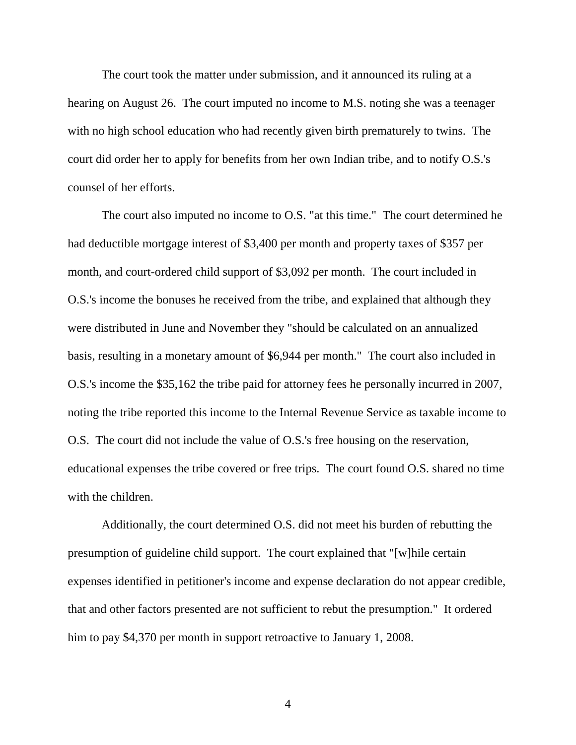The court took the matter under submission, and it announced its ruling at a hearing on August 26. The court imputed no income to M.S. noting she was a teenager with no high school education who had recently given birth prematurely to twins. The court did order her to apply for benefits from her own Indian tribe, and to notify O.S.'s counsel of her efforts.

The court also imputed no income to O.S. "at this time." The court determined he had deductible mortgage interest of $3,400 per month and property taxes of $357 per month, and court-ordered child support of $3,092 per month. The court included in O.S.'s income the bonuses he received from the tribe, and explained that although they were distributed in June and November they "should be calculated on an annualized basis, resulting in a monetary amount of $6,944 per month." The court also included in O.S.'s income the $35,162 the tribe paid for attorney fees he personally incurred in 2007, noting the tribe reported this income to the Internal Revenue Service as taxable income to O.S. The court did not include the value of O.S.'s free housing on the reservation, educational expenses the tribe covered or free trips. The court found O.S. shared no time with the children.

Additionally, the court determined O.S. did not meet his burden of rebutting the presumption of guideline child support. The court explained that "[w]hile certain expenses identified in petitioner's income and expense declaration do not appear credible, that and other factors presented are not sufficient to rebut the presumption." It ordered him to pay $4,370 per month in support retroactive to January 1, 2008.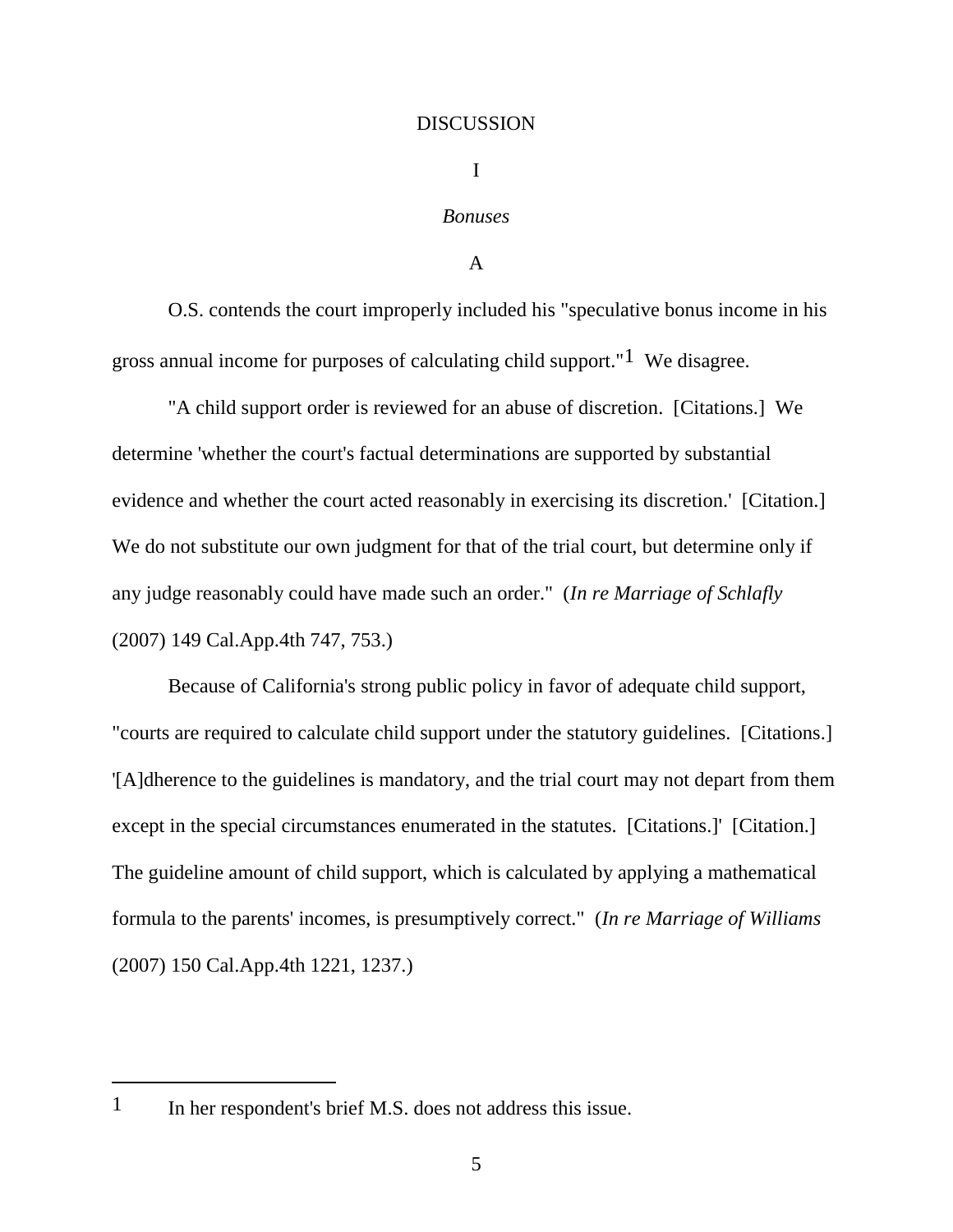DISCUSSION

I

*Bonuses*

A

O.S. contends the court improperly included his "speculative bonus income in his gross annual income for purposes of calculating child support."[1] We disagree.

"A child support order is reviewed for an abuse of discretion. [Citations.] We determine 'whether the court's factual determinations are supported by substantial evidence and whether the court acted reasonably in exercising its discretion.' [Citation.] We do not substitute our own judgment for that of the trial court, but determine only if any judge reasonably could have made such an order." (*In re Marriage of Schlafly* (2007) 149 Cal.App.4th 747, 753.)

Because of California's strong public policy in favor of adequate child support, "courts are required to calculate child support under the statutory guidelines. [Citations.] '[A]dherence to the guidelines is mandatory, and the trial court may not depart from them except in the special circumstances enumerated in the statutes. [Citations.]' [Citation.] The guideline amount of child support, which is calculated by applying a mathematical formula to the parents' incomes, is presumptively correct." (*In re Marriage of Williams* (2007) 150 Cal.App.4th 1221, 1237.)

---

1 In her respondent's brief M.S. does not address this issue.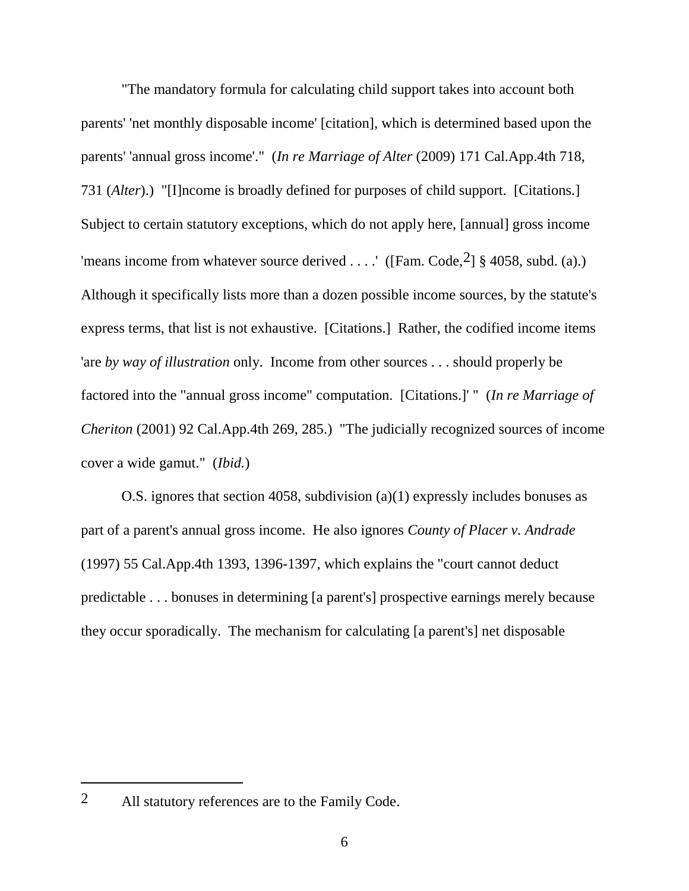"The mandatory formula for calculating child support takes into account both parents' 'net monthly disposable income' [citation], which is determined based upon the parents' 'annual gross income'." (*In re Marriage of Alter* (2009) 171 Cal.App.4th 718, 731 (*Alter*).) "[I]ncome is broadly defined for purposes of child support. [Citations.] Subject to certain statutory exceptions, which do not apply here, [annual] gross income 'means income from whatever source derived . . . .' ([Fam. Code,[2]] § 4058, subd. (a).) Although it specifically lists more than a dozen possible income sources, by the statute's express terms, that list is not exhaustive. [Citations.] Rather, the codified income items 'are *by way of illustration* only. Income from other sources . . . should properly be factored into the "annual gross income" computation. [Citations.]' " (*In re Marriage of Cheriton* (2001) 92 Cal.App.4th 269, 285.) "The judicially recognized sources of income cover a wide gamut." (*Ibid.*)

O.S. ignores that section 4058, subdivision (a)(1) expressly includes bonuses as part of a parent's annual gross income. He also ignores *County of Placer v. Andrade* (1997) 55 Cal.App.4th 1393, 1396-1397, which explains the "court cannot deduct predictable . . . bonuses in determining [a parent's] prospective earnings merely because they occur sporadically. The mechanism for calculating [a parent's] net disposable

---

[2] All statutory references are to the Family Code.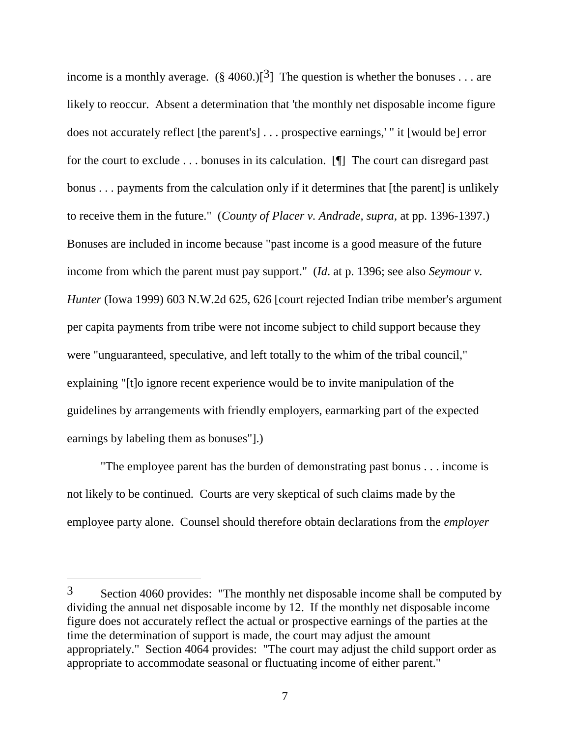income is a monthly average. (§ 4060.)[3] The question is whether the bonuses . . . are likely to reoccur. Absent a determination that 'the monthly net disposable income figure does not accurately reflect [the parent's] . . . prospective earnings,' " it [would be] error for the court to exclude . . . bonuses in its calculation. [¶] The court can disregard past bonus . . . payments from the calculation only if it determines that [the parent] is unlikely to receive them in the future." (*County of Placer v. Andrade, supra*, at pp. 1396-1397.) Bonuses are included in income because "past income is a good measure of the future income from which the parent must pay support." (*Id*. at p. 1396; see also *Seymour v. Hunter* (Iowa 1999) 603 N.W.2d 625, 626 [court rejected Indian tribe member's argument per capita payments from tribe were not income subject to child support because they were "unguaranteed, speculative, and left totally to the whim of the tribal council," explaining "[t]o ignore recent experience would be to invite manipulation of the guidelines by arrangements with friendly employers, earmarking part of the expected earnings by labeling them as bonuses"].)

"The employee parent has the burden of demonstrating past bonus . . . income is not likely to be continued. Courts are very skeptical of such claims made by the employee party alone. Counsel should therefore obtain declarations from the *employer*

---

[3] Section 4060 provides: "The monthly net disposable income shall be computed by dividing the annual net disposable income by 12. If the monthly net disposable income figure does not accurately reflect the actual or prospective earnings of the parties at the time the determination of support is made, the court may adjust the amount appropriately." Section 4064 provides: "The court may adjust the child support order as appropriate to accommodate seasonal or fluctuating income of either parent."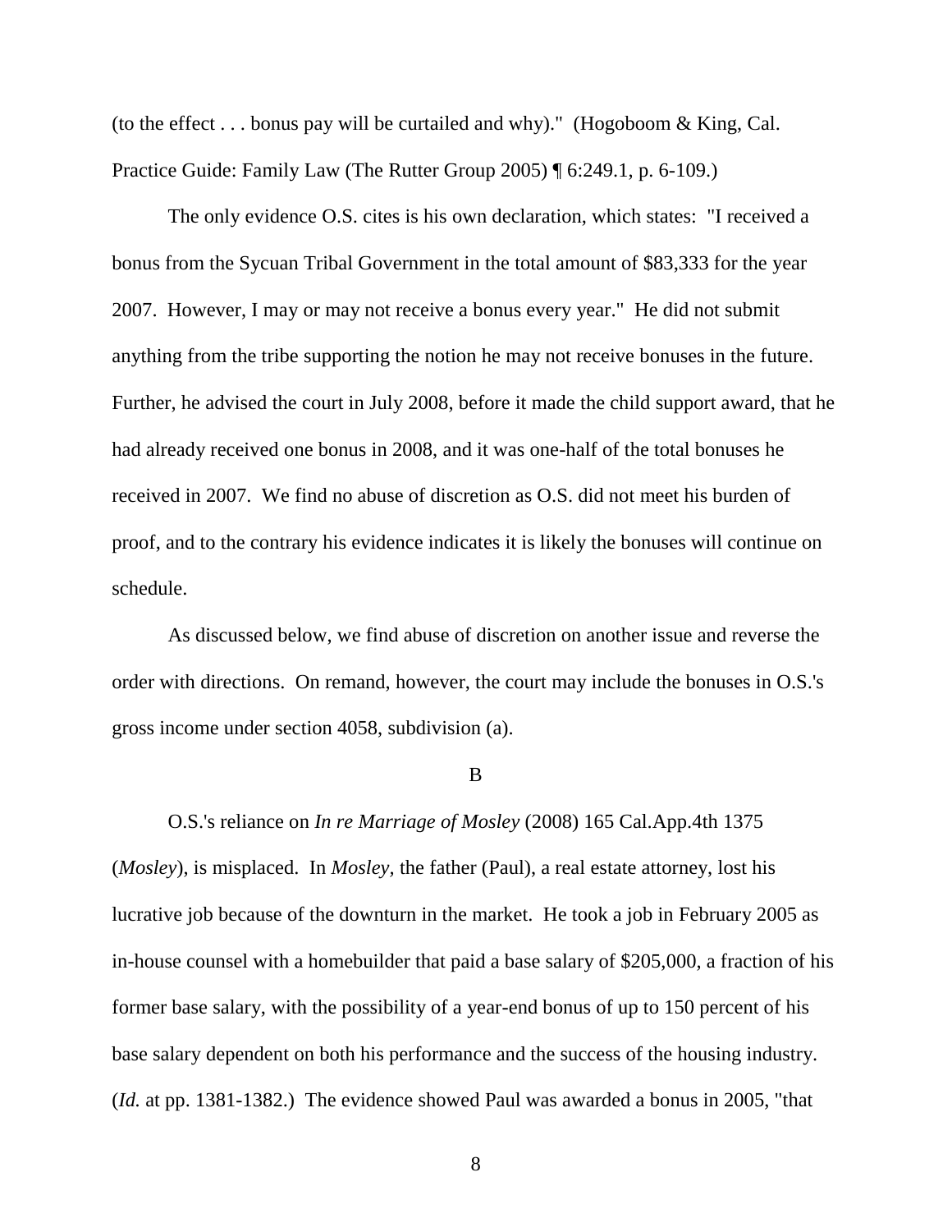(to the effect . . . bonus pay will be curtailed and why)." (Hogoboom & King, Cal. Practice Guide: Family Law (The Rutter Group 2005) ¶ 6:249.1, p. 6-109.)

The only evidence O.S. cites is his own declaration, which states: "I received a bonus from the Sycuan Tribal Government in the total amount of $83,333 for the year 2007. However, I may or may not receive a bonus every year." He did not submit anything from the tribe supporting the notion he may not receive bonuses in the future. Further, he advised the court in July 2008, before it made the child support award, that he had already received one bonus in 2008, and it was one-half of the total bonuses he received in 2007. We find no abuse of discretion as O.S. did not meet his burden of proof, and to the contrary his evidence indicates it is likely the bonuses will continue on schedule.

As discussed below, we find abuse of discretion on another issue and reverse the order with directions. On remand, however, the court may include the bonuses in O.S.'s gross income under section 4058, subdivision (a).

B

O.S.'s reliance on *In re Marriage of Mosley* (2008) 165 Cal.App.4th 1375 (*Mosley*), is misplaced. In *Mosley,* the father (Paul), a real estate attorney, lost his lucrative job because of the downturn in the market. He took a job in February 2005 as in-house counsel with a homebuilder that paid a base salary of $205,000, a fraction of his former base salary, with the possibility of a year-end bonus of up to 150 percent of his base salary dependent on both his performance and the success of the housing industry. (*Id.* at pp. 1381-1382.) The evidence showed Paul was awarded a bonus in 2005, "that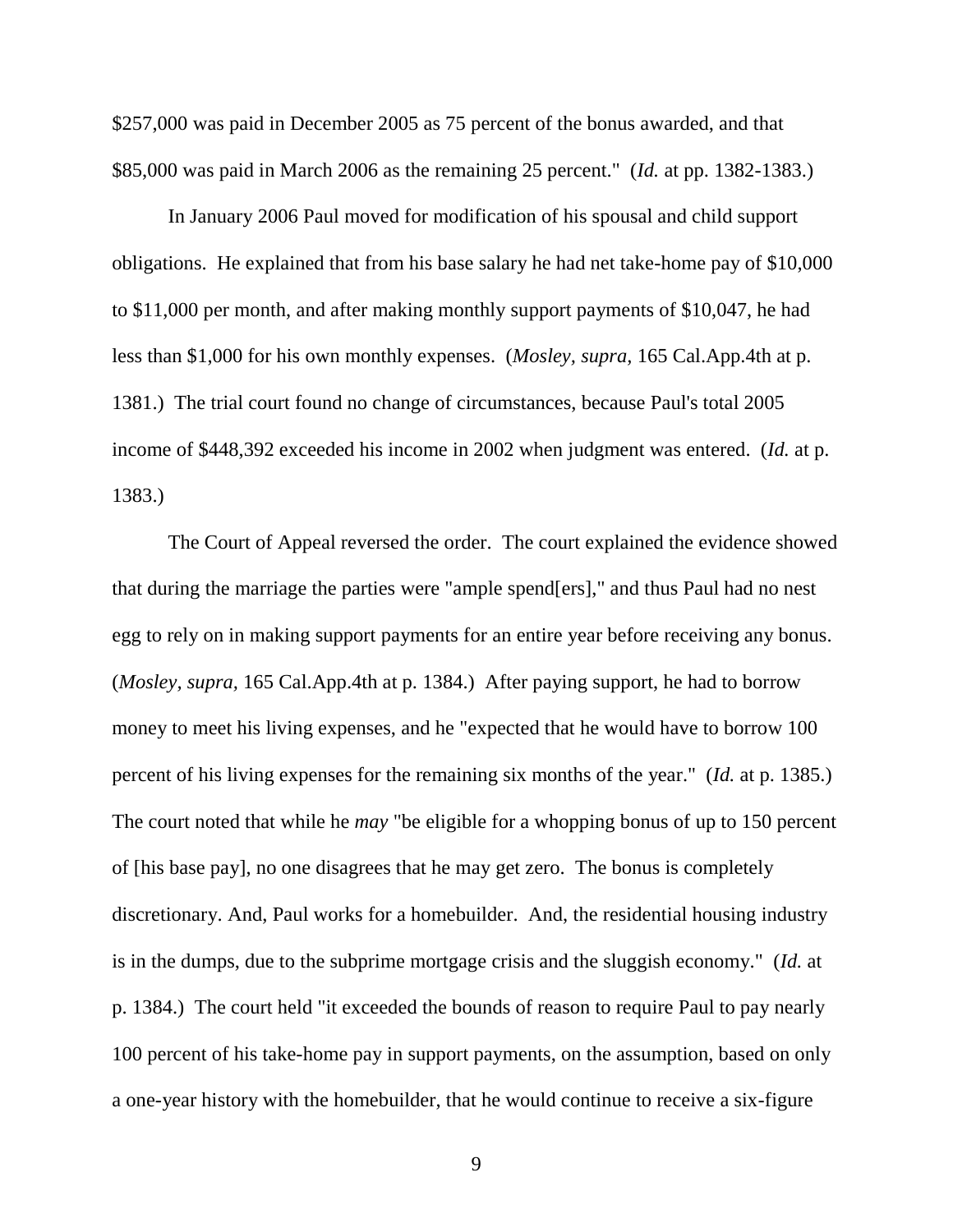$257,000 was paid in December 2005 as 75 percent of the bonus awarded, and that $85,000 was paid in March 2006 as the remaining 25 percent." (*Id.* at pp. 1382-1383.)

In January 2006 Paul moved for modification of his spousal and child support obligations. He explained that from his base salary he had net take-home pay of $10,000 to $11,000 per month, and after making monthly support payments of $10,047, he had less than $1,000 for his own monthly expenses. (*Mosley, supra*, 165 Cal.App.4th at p. 1381.) The trial court found no change of circumstances, because Paul's total 2005 income of $448,392 exceeded his income in 2002 when judgment was entered. (*Id.* at p. 1383.)

The Court of Appeal reversed the order. The court explained the evidence showed that during the marriage the parties were "ample spend[ers]," and thus Paul had no nest egg to rely on in making support payments for an entire year before receiving any bonus. (*Mosley, supra*, 165 Cal.App.4th at p. 1384.) After paying support, he had to borrow money to meet his living expenses, and he "expected that he would have to borrow 100 percent of his living expenses for the remaining six months of the year." (*Id.* at p. 1385.) The court noted that while he *may* "be eligible for a whopping bonus of up to 150 percent of [his base pay], no one disagrees that he may get zero. The bonus is completely discretionary. And, Paul works for a homebuilder. And, the residential housing industry is in the dumps, due to the subprime mortgage crisis and the sluggish economy." (*Id.* at p. 1384.) The court held "it exceeded the bounds of reason to require Paul to pay nearly 100 percent of his take-home pay in support payments, on the assumption, based on only a one-year history with the homebuilder, that he would continue to receive a six-figure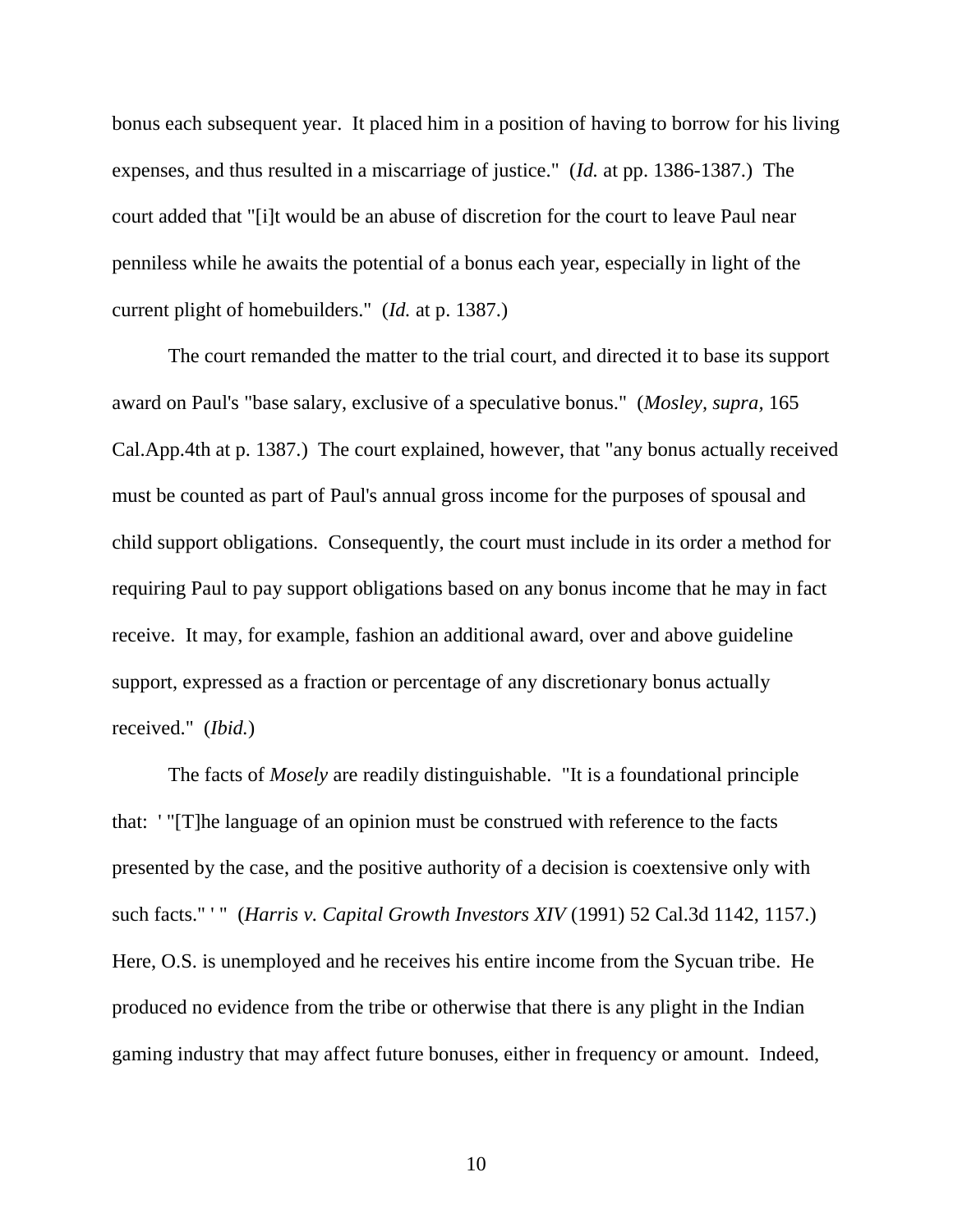bonus each subsequent year. It placed him in a position of having to borrow for his living expenses, and thus resulted in a miscarriage of justice." (*Id.* at pp. 1386-1387.) The court added that "[i]t would be an abuse of discretion for the court to leave Paul near penniless while he awaits the potential of a bonus each year, especially in light of the current plight of homebuilders." (*Id.* at p. 1387.)

The court remanded the matter to the trial court, and directed it to base its support award on Paul's "base salary, exclusive of a speculative bonus." (*Mosley, supra,* 165 Cal.App.4th at p. 1387.) The court explained, however, that "any bonus actually received must be counted as part of Paul's annual gross income for the purposes of spousal and child support obligations. Consequently, the court must include in its order a method for requiring Paul to pay support obligations based on any bonus income that he may in fact receive. It may, for example, fashion an additional award, over and above guideline support, expressed as a fraction or percentage of any discretionary bonus actually received." (*Ibid.*)

The facts of *Mosely* are readily distinguishable. "It is a foundational principle that: ' "[T]he language of an opinion must be construed with reference to the facts presented by the case, and the positive authority of a decision is coextensive only with such facts." ' " (*Harris v. Capital Growth Investors XIV* (1991) 52 Cal.3d 1142, 1157.) Here, O.S. is unemployed and he receives his entire income from the Sycuan tribe. He produced no evidence from the tribe or otherwise that there is any plight in the Indian gaming industry that may affect future bonuses, either in frequency or amount. Indeed,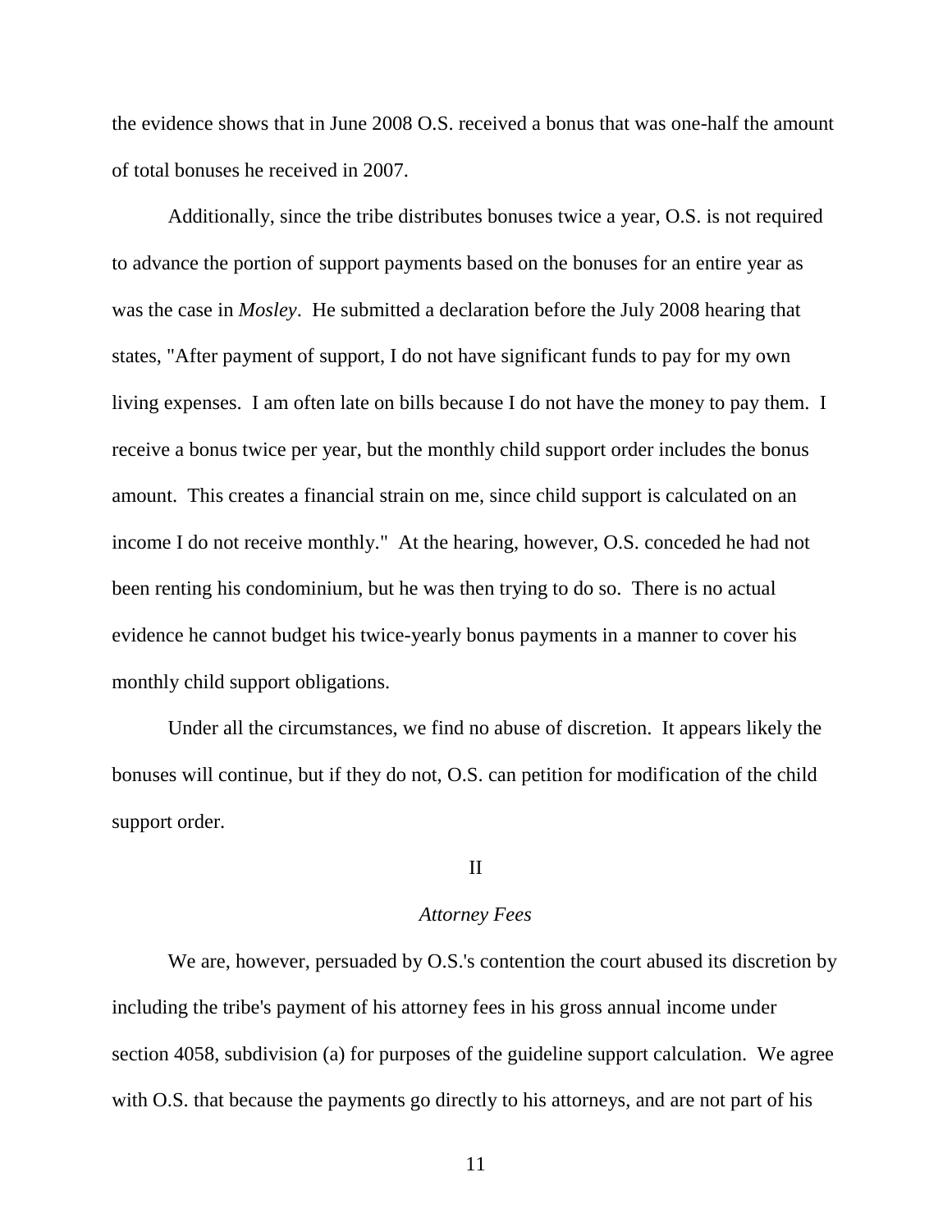the evidence shows that in June 2008 O.S. received a bonus that was one-half the amount of total bonuses he received in 2007.

Additionally, since the tribe distributes bonuses twice a year, O.S. is not required to advance the portion of support payments based on the bonuses for an entire year as was the case in *Mosley*. He submitted a declaration before the July 2008 hearing that states, "After payment of support, I do not have significant funds to pay for my own living expenses. I am often late on bills because I do not have the money to pay them. I receive a bonus twice per year, but the monthly child support order includes the bonus amount. This creates a financial strain on me, since child support is calculated on an income I do not receive monthly." At the hearing, however, O.S. conceded he had not been renting his condominium, but he was then trying to do so. There is no actual evidence he cannot budget his twice-yearly bonus payments in a manner to cover his monthly child support obligations.

Under all the circumstances, we find no abuse of discretion. It appears likely the bonuses will continue, but if they do not, O.S. can petition for modification of the child support order.

## II

### *Attorney Fees*

We are, however, persuaded by O.S.'s contention the court abused its discretion by including the tribe's payment of his attorney fees in his gross annual income under section 4058, subdivision (a) for purposes of the guideline support calculation. We agree with O.S. that because the payments go directly to his attorneys, and are not part of his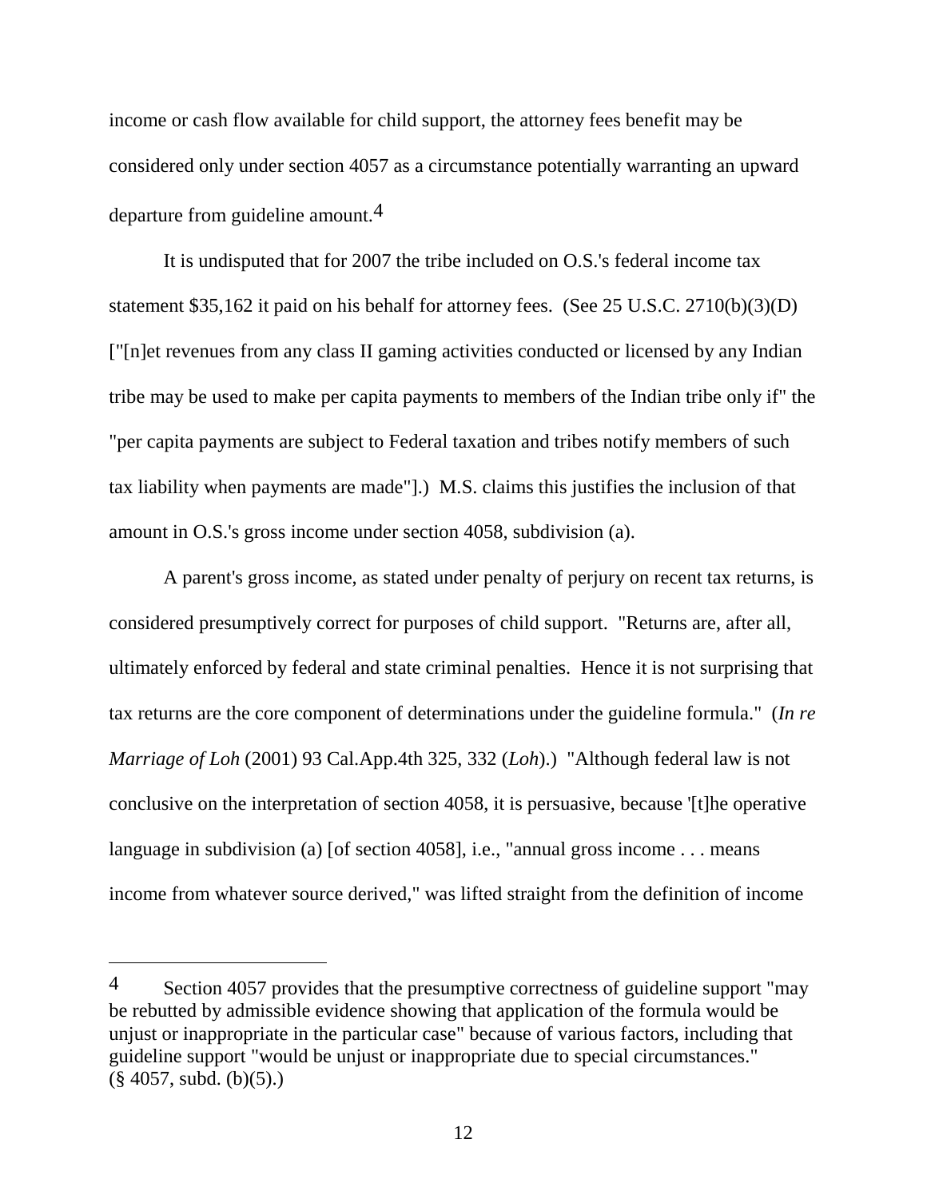income or cash flow available for child support, the attorney fees benefit may be considered only under section 4057 as a circumstance potentially warranting an upward departure from guideline amount.[4]

It is undisputed that for 2007 the tribe included on O.S.'s federal income tax statement $35,162 it paid on his behalf for attorney fees. (See 25 U.S.C. 2710(b)(3)(D) ["[n]et revenues from any class II gaming activities conducted or licensed by any Indian tribe may be used to make per capita payments to members of the Indian tribe only if" the "per capita payments are subject to Federal taxation and tribes notify members of such tax liability when payments are made"].) M.S. claims this justifies the inclusion of that amount in O.S.'s gross income under section 4058, subdivision (a).

A parent's gross income, as stated under penalty of perjury on recent tax returns, is considered presumptively correct for purposes of child support. "Returns are, after all, ultimately enforced by federal and state criminal penalties. Hence it is not surprising that tax returns are the core component of determinations under the guideline formula." (*In re Marriage of Loh* (2001) 93 Cal.App.4th 325, 332 (*Loh*).) "Although federal law is not conclusive on the interpretation of section 4058, it is persuasive, because '[t]he operative language in subdivision (a) [of section 4058], i.e., "annual gross income . . . means income from whatever source derived," was lifted straight from the definition of income

---

[4] Section 4057 provides that the presumptive correctness of guideline support "may be rebutted by admissible evidence showing that application of the formula would be unjust or inappropriate in the particular case" because of various factors, including that guideline support "would be unjust or inappropriate due to special circumstances." (§ 4057, subd. (b)(5).)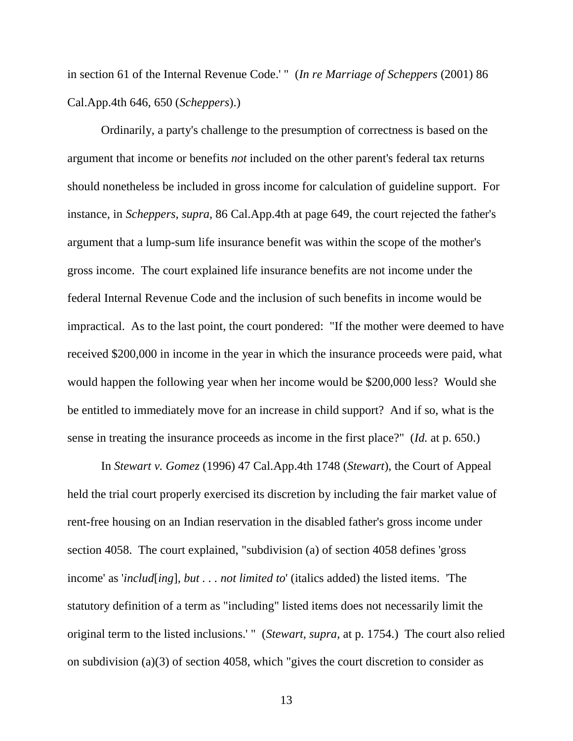in section 61 of the Internal Revenue Code.' " (*In re Marriage of Scheppers* (2001) 86 Cal.App.4th 646, 650 (*Scheppers*).)

Ordinarily, a party's challenge to the presumption of correctness is based on the argument that income or benefits *not* included on the other parent's federal tax returns should nonetheless be included in gross income for calculation of guideline support. For instance, in *Scheppers, supra,* 86 Cal.App.4th at page 649, the court rejected the father's argument that a lump-sum life insurance benefit was within the scope of the mother's gross income. The court explained life insurance benefits are not income under the federal Internal Revenue Code and the inclusion of such benefits in income would be impractical. As to the last point, the court pondered: "If the mother were deemed to have received $200,000 in income in the year in which the insurance proceeds were paid, what would happen the following year when her income would be $200,000 less? Would she be entitled to immediately move for an increase in child support? And if so, what is the sense in treating the insurance proceeds as income in the first place?" (*Id.* at p. 650.)

In *Stewart v. Gomez* (1996) 47 Cal.App.4th 1748 (*Stewart*), the Court of Appeal held the trial court properly exercised its discretion by including the fair market value of rent-free housing on an Indian reservation in the disabled father's gross income under section 4058. The court explained, "subdivision (a) of section 4058 defines 'gross income' as '*includ*[*ing*], *but . . . not limited to*' (italics added) the listed items. 'The statutory definition of a term as "including" listed items does not necessarily limit the original term to the listed inclusions.' " (*Stewart, supra,* at p. 1754.) The court also relied on subdivision (a)(3) of section 4058, which "gives the court discretion to consider as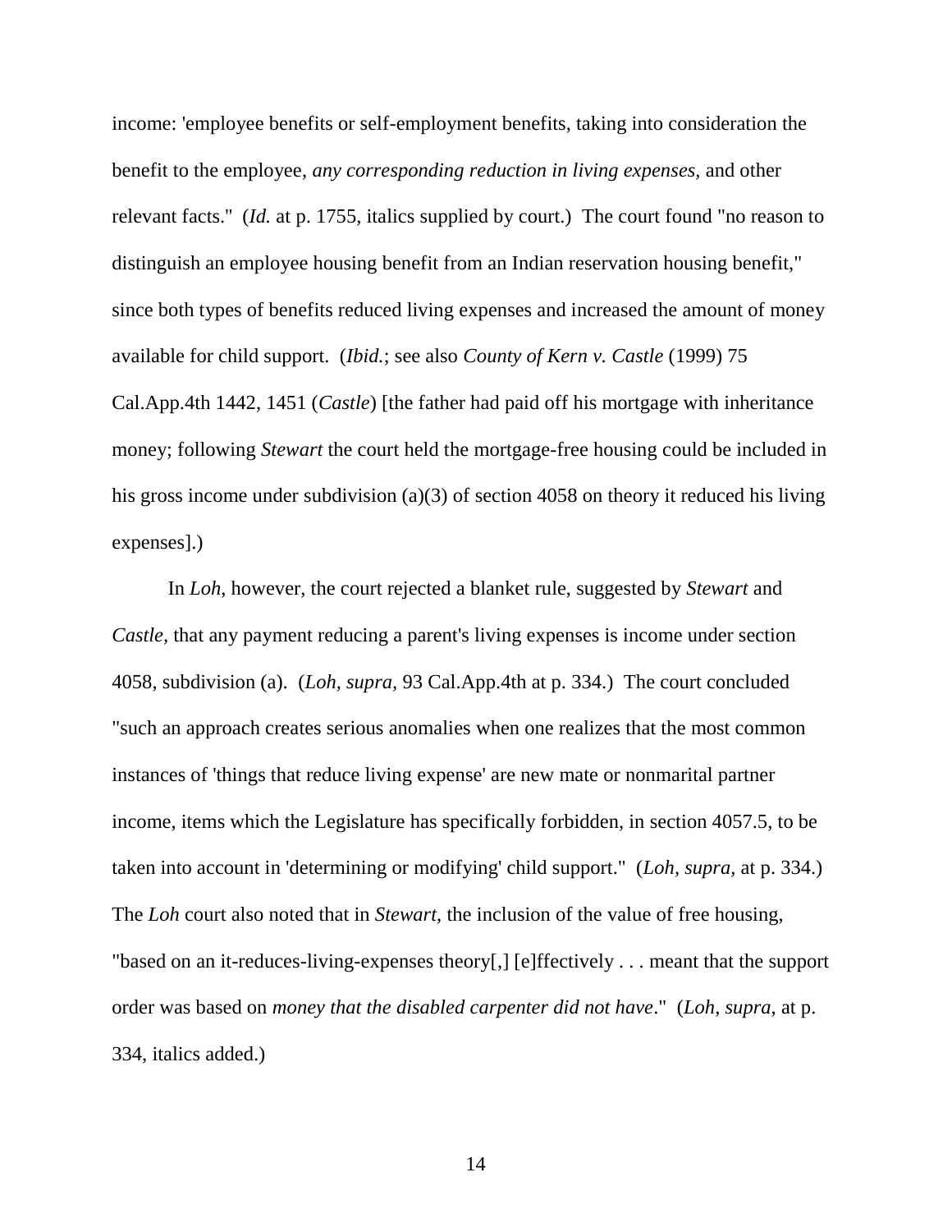income: 'employee benefits or self-employment benefits, taking into consideration the benefit to the employee, *any corresponding reduction in living expenses,* and other relevant facts." (*Id.* at p. 1755, italics supplied by court.) The court found "no reason to distinguish an employee housing benefit from an Indian reservation housing benefit," since both types of benefits reduced living expenses and increased the amount of money available for child support. (*Ibid.*; see also *County of Kern v. Castle* (1999) 75 Cal.App.4th 1442, 1451 (*Castle*) [the father had paid off his mortgage with inheritance money; following *Stewart* the court held the mortgage-free housing could be included in his gross income under subdivision (a)(3) of section 4058 on theory it reduced his living expenses].)

In *Loh*, however, the court rejected a blanket rule, suggested by *Stewart* and *Castle,* that any payment reducing a parent's living expenses is income under section 4058, subdivision (a). (*Loh, supra*, 93 Cal.App.4th at p. 334.) The court concluded "such an approach creates serious anomalies when one realizes that the most common instances of 'things that reduce living expense' are new mate or nonmarital partner income, items which the Legislature has specifically forbidden, in section 4057.5, to be taken into account in 'determining or modifying' child support." (*Loh, supra,* at p. 334.) The *Loh* court also noted that in *Stewart,* the inclusion of the value of free housing, "based on an it-reduces-living-expenses theory[,] [e]ffectively . . . meant that the support order was based on *money that the disabled carpenter did not have*." (*Loh*, *supra*, at p. 334, italics added.)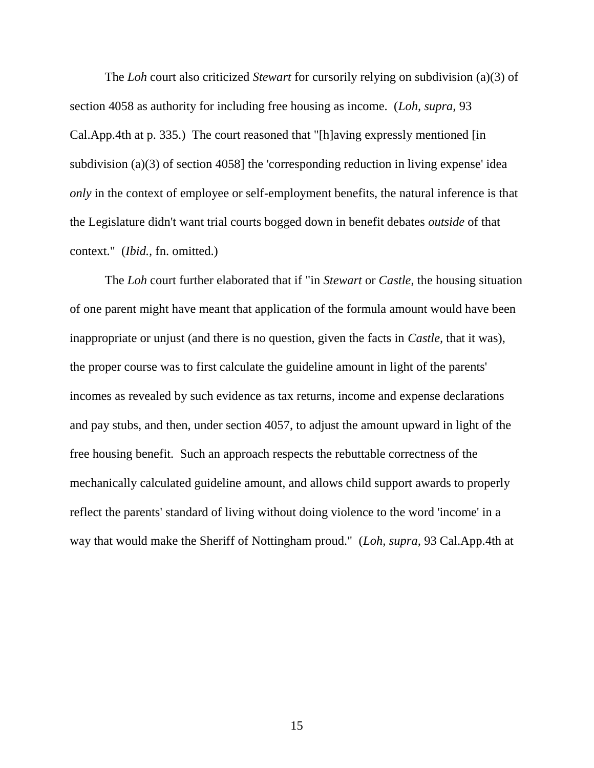The *Loh* court also criticized *Stewart* for cursorily relying on subdivision (a)(3) of section 4058 as authority for including free housing as income. (*Loh, supra,* 93 Cal.App.4th at p. 335.) The court reasoned that "[h]aving expressly mentioned [in subdivision (a)(3) of section 4058] the 'corresponding reduction in living expense' idea *only* in the context of employee or self-employment benefits, the natural inference is that the Legislature didn't want trial courts bogged down in benefit debates *outside* of that context." (*Ibid.,* fn. omitted.)

The *Loh* court further elaborated that if "in *Stewart* or *Castle*, the housing situation of one parent might have meant that application of the formula amount would have been inappropriate or unjust (and there is no question, given the facts in *Castle,* that it was), the proper course was to first calculate the guideline amount in light of the parents' incomes as revealed by such evidence as tax returns, income and expense declarations and pay stubs, and then, under section 4057, to adjust the amount upward in light of the free housing benefit. Such an approach respects the rebuttable correctness of the mechanically calculated guideline amount, and allows child support awards to properly reflect the parents' standard of living without doing violence to the word 'income' in a way that would make the Sheriff of Nottingham proud." (*Loh, supra,* 93 Cal.App.4th at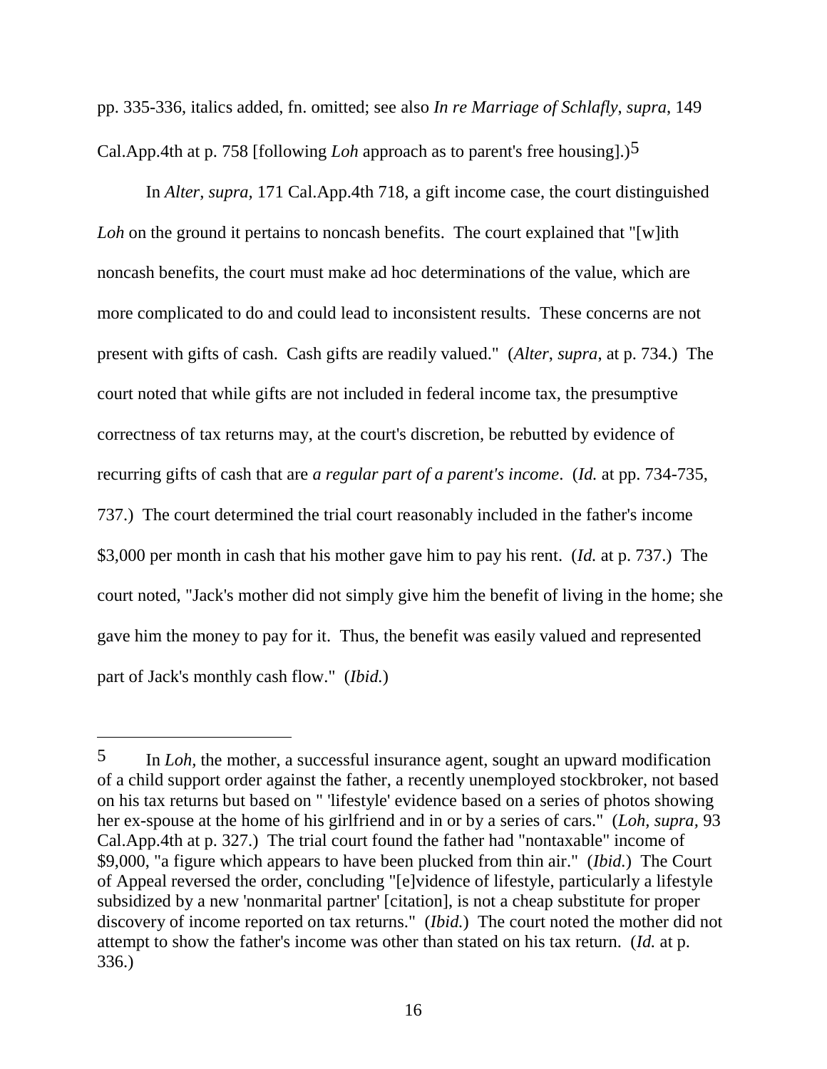pp. 335-336, italics added, fn. omitted; see also *In re Marriage of Schlafly*, *supra*, 149 Cal.App.4th at p. 758 [following *Loh* approach as to parent's free housing].)[5]

In *Alter*, *supra*, 171 Cal.App.4th 718, a gift income case, the court distinguished *Loh* on the ground it pertains to noncash benefits. The court explained that "[w]ith noncash benefits, the court must make ad hoc determinations of the value, which are more complicated to do and could lead to inconsistent results. These concerns are not present with gifts of cash. Cash gifts are readily valued." (*Alter*, *supra*, at p. 734.) The court noted that while gifts are not included in federal income tax, the presumptive correctness of tax returns may, at the court's discretion, be rebutted by evidence of recurring gifts of cash that are *a regular part of a parent's income*. (*Id.* at pp. 734-735, 737.) The court determined the trial court reasonably included in the father's income $3,000 per month in cash that his mother gave him to pay his rent. (*Id.* at p. 737.) The court noted, "Jack's mother did not simply give him the benefit of living in the home; she gave him the money to pay for it. Thus, the benefit was easily valued and represented part of Jack's monthly cash flow." (*Ibid.*)

---

[5] In *Loh*, the mother, a successful insurance agent, sought an upward modification of a child support order against the father, a recently unemployed stockbroker, not based on his tax returns but based on " 'lifestyle' evidence based on a series of photos showing her ex-spouse at the home of his girlfriend and in or by a series of cars." (*Loh*, *supra*, 93 Cal.App.4th at p. 327.) The trial court found the father had "nontaxable" income of $9,000, "a figure which appears to have been plucked from thin air." (*Ibid.*) The Court of Appeal reversed the order, concluding "[e]vidence of lifestyle, particularly a lifestyle subsidized by a new 'nonmarital partner' [citation], is not a cheap substitute for proper discovery of income reported on tax returns." (*Ibid.*) The court noted the mother did not attempt to show the father's income was other than stated on his tax return. (*Id.* at p. 336.)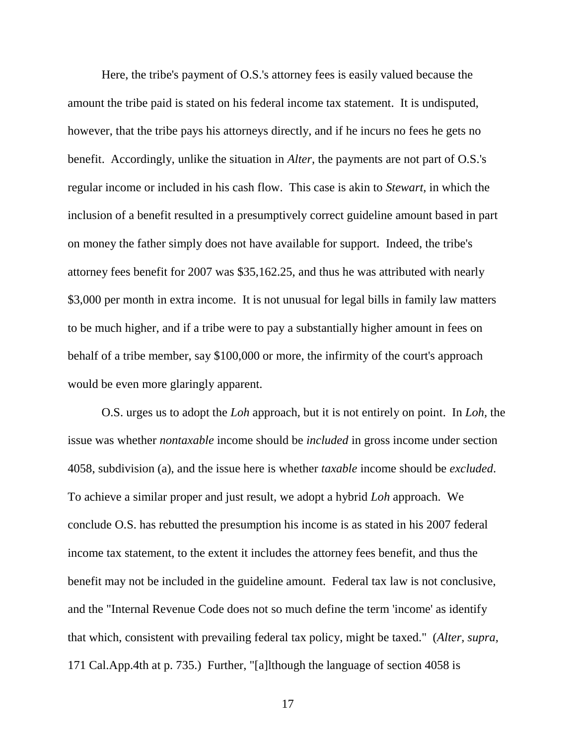Here, the tribe's payment of O.S.'s attorney fees is easily valued because the amount the tribe paid is stated on his federal income tax statement. It is undisputed, however, that the tribe pays his attorneys directly, and if he incurs no fees he gets no benefit. Accordingly, unlike the situation in *Alter,* the payments are not part of O.S.'s regular income or included in his cash flow. This case is akin to *Stewart,* in which the inclusion of a benefit resulted in a presumptively correct guideline amount based in part on money the father simply does not have available for support. Indeed, the tribe's attorney fees benefit for 2007 was $35,162.25, and thus he was attributed with nearly $3,000 per month in extra income. It is not unusual for legal bills in family law matters to be much higher, and if a tribe were to pay a substantially higher amount in fees on behalf of a tribe member, say $100,000 or more, the infirmity of the court's approach would be even more glaringly apparent.

O.S. urges us to adopt the *Loh* approach, but it is not entirely on point. In *Loh,* the issue was whether *nontaxable* income should be *included* in gross income under section 4058, subdivision (a), and the issue here is whether *taxable* income should be *excluded.* To achieve a similar proper and just result, we adopt a hybrid *Loh* approach. We conclude O.S. has rebutted the presumption his income is as stated in his 2007 federal income tax statement, to the extent it includes the attorney fees benefit, and thus the benefit may not be included in the guideline amount. Federal tax law is not conclusive, and the "Internal Revenue Code does not so much define the term 'income' as identify that which, consistent with prevailing federal tax policy, might be taxed." (*Alter, supra,* 171 Cal.App.4th at p. 735.) Further, "[a]lthough the language of section 4058 is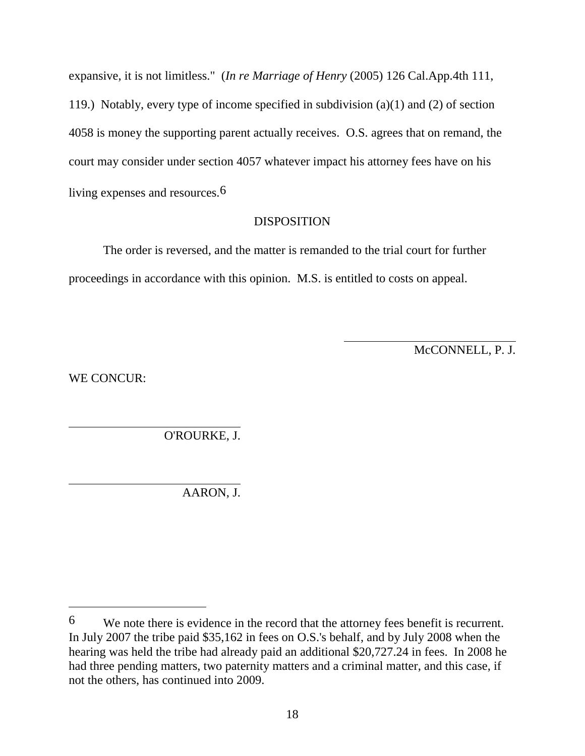expansive, it is not limitless." (*In re Marriage of Henry* (2005) 126 Cal.App.4th 111, 119.) Notably, every type of income specified in subdivision (a)(1) and (2) of section 4058 is money the supporting parent actually receives. O.S. agrees that on remand, the court may consider under section 4057 whatever impact his attorney fees have on his living expenses and resources.[6]

## DISPOSITION

The order is reversed, and the matter is remanded to the trial court for further proceedings in accordance with this opinion. M.S. is entitled to costs on appeal.

McCONNELL, P. J.

WE CONCUR:

O'ROURKE, J.

AARON, J.

---

[6] We note there is evidence in the record that the attorney fees benefit is recurrent. In July 2007 the tribe paid $35,162 in fees on O.S.'s behalf, and by July 2008 when the hearing was held the tribe had already paid an additional $20,727.24 in fees. In 2008 he had three pending matters, two paternity matters and a criminal matter, and this case, if not the others, has continued into 2009.